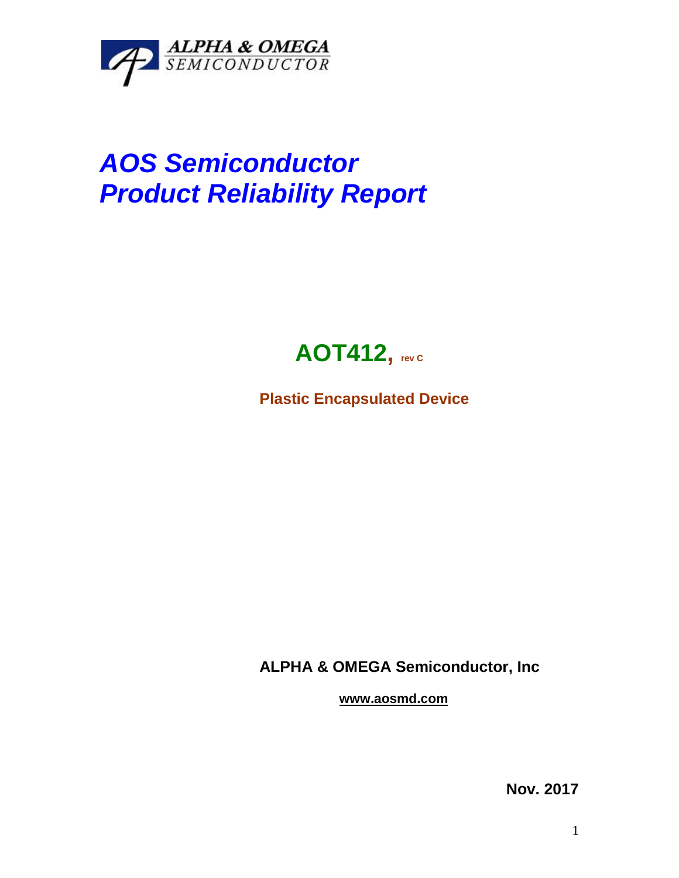ALPHA & OMEGA
SEMICONDUCTOR

# *AOS Semiconductor*
# *Product Reliability Report*

## AOT412, rev C

**Plastic Encapsulated Device**

**ALPHA & OMEGA Semiconductor, Inc**

**www.aosmd.com**

**Nov. 2017**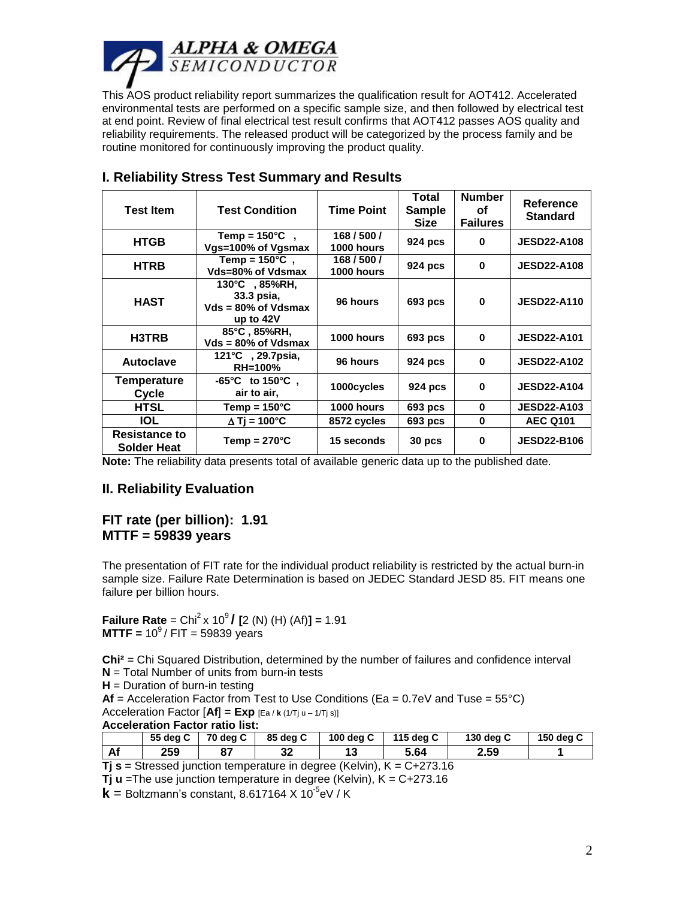**ALPHA & OMEGA SEMICONDUCTOR**

This AOS product reliability report summarizes the qualification result for AOT412. Accelerated environmental tests are performed on a specific sample size, and then followed by electrical test at end point. Review of final electrical test result confirms that AOT412 passes AOS quality and reliability requirements. The released product will be categorized by the process family and be routine monitored for continuously improving the product quality.

## I. Reliability Stress Test Summary and Results

| Test Item | Test Condition | Time Point | Total Sample Size | Number of Failures | Reference Standard |
|---|---|---|---|---|---|
| HTGB | Temp = 150°C , Vgs=100% of Vgsmax | 168 / 500 / 1000 hours | 924 pcs | 0 | JESD22-A108 |
| HTRB | Temp = 150°C , Vds=80% of Vdsmax | 168 / 500 / 1000 hours | 924 pcs | 0 | JESD22-A108 |
| HAST | 130°C , 85%RH, 33.3 psia, Vds = 80% of Vdsmax up to 42V | 96 hours | 693 pcs | 0 | JESD22-A110 |
| H3TRB | 85°C , 85%RH, Vds = 80% of Vdsmax | 1000 hours | 693 pcs | 0 | JESD22-A101 |
| Autoclave | 121°C , 29.7psia, RH=100% | 96 hours | 924 pcs | 0 | JESD22-A102 |
| Temperature Cycle | -65°C to 150°C , air to air, | 1000cycles | 924 pcs | 0 | JESD22-A104 |
| HTSL | Temp = 150°C | 1000 hours | 693 pcs | 0 | JESD22-A103 |
| IOL | $\Delta$ Tj = 100°C | 8572 cycles | 693 pcs | 0 | AEC Q101 |
| Resistance to Solder Heat | Temp = 270°C | 15 seconds | 30 pcs | 0 | JESD22-B106 |

**Note:** The reliability data presents total of available generic data up to the published date.

## II. Reliability Evaluation

### FIT rate (per billion): 1.91
### MTTF = 59839 years

The presentation of FIT rate for the individual product reliability is restricted by the actual burn-in sample size. Failure Rate Determination is based on JEDEC Standard JESD 85. FIT means one failure per billion hours.

**Failure Rate** = $Chi^2 \times 10^9$ **/ [**2 (N) (H) (Af)**] =** 1.91
**MTTF =** $10^9$ / FIT = 59839 years

**Chi²** = Chi Squared Distribution, determined by the number of failures and confidence interval
**N** = Total Number of units from burn-in tests
**H** = Duration of burn-in testing
**Af** = Acceleration Factor from Test to Use Conditions (Ea = 0.7eV and Tuse = 55°C)
Acceleration Factor [**Af**] = **Exp** [Ea / **k** (1/Tj u – 1/Tj s)]

**Acceleration Factor ratio list:**

| | 55 deg C | 70 deg C | 85 deg C | 100 deg C | 115 deg C | 130 deg C | 150 deg C |
|---|---|---|---|---|---|---|---|
| Af | 259 | 87 | 32 | 13 | 5.64 | 2.59 | 1 |

**Tj s** = Stressed junction temperature in degree (Kelvin), K = C+273.16
**Tj u** =The use junction temperature in degree (Kelvin), K = C+273.16
**k** = Boltzmann's constant, $8.617164 \times 10^{-5}$eV / K